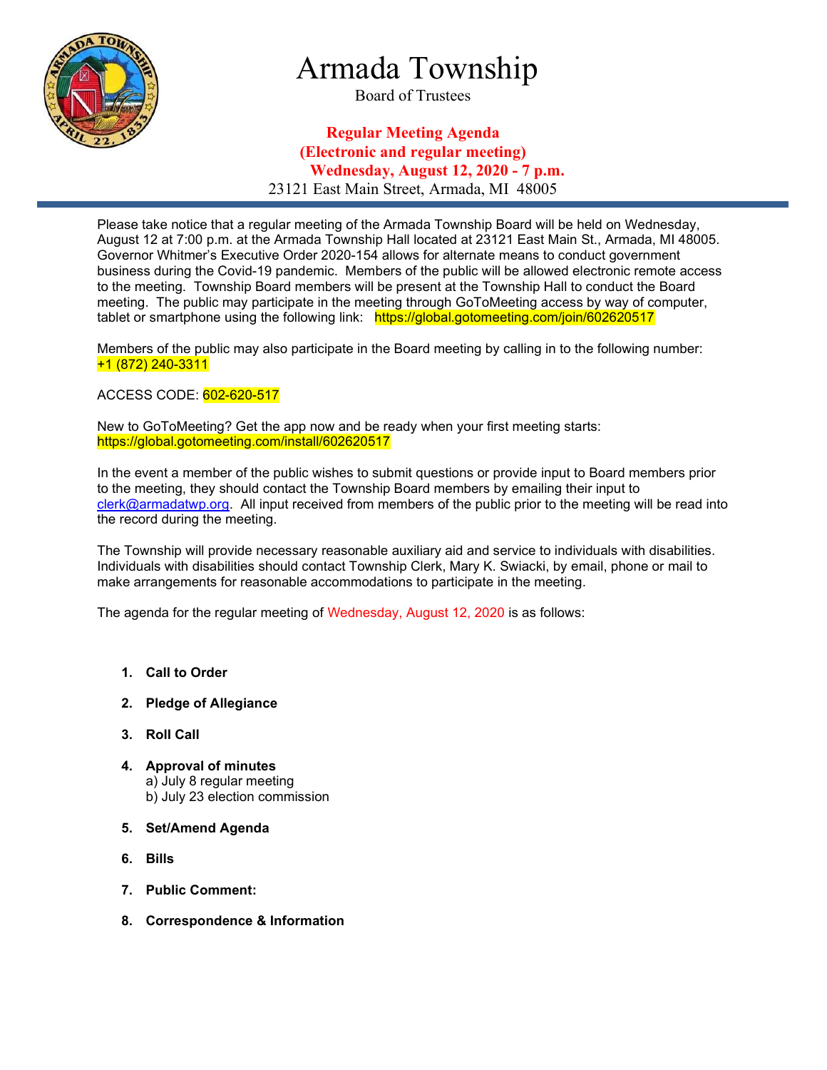# Armada Township

Board of Trustees

**Regular Meeting Agenda**
**(Electronic and regular meeting)**
**Wednesday, August 12, 2020 - 7 p.m.**

23121 East Main Street, Armada, MI 48005

Please take notice that a regular meeting of the Armada Township Board will be held on Wednesday, August 12 at 7:00 p.m. at the Armada Township Hall located at 23121 East Main St., Armada, MI 48005. Governor Whitmer's Executive Order 2020-154 allows for alternate means to conduct government business during the Covid-19 pandemic. Members of the public will be allowed electronic remote access to the meeting. Township Board members will be present at the Township Hall to conduct the Board meeting. The public may participate in the meeting through GoToMeeting access by way of computer, tablet or smartphone using the following link: https://global.gotomeeting.com/join/602620517

Members of the public may also participate in the Board meeting by calling in to the following number: +1 (872) 240-3311

ACCESS CODE: 602-620-517

New to GoToMeeting? Get the app now and be ready when your first meeting starts: https://global.gotomeeting.com/install/602620517

In the event a member of the public wishes to submit questions or provide input to Board members prior to the meeting, they should contact the Township Board members by emailing their input to clerk@armadatwp.org. All input received from members of the public prior to the meeting will be read into the record during the meeting.

The Township will provide necessary reasonable auxiliary aid and service to individuals with disabilities. Individuals with disabilities should contact Township Clerk, Mary K. Swiacki, by email, phone or mail to make arrangements for reasonable accommodations to participate in the meeting.

The agenda for the regular meeting of Wednesday, August 12, 2020 is as follows:

1. **Call to Order**
2. **Pledge of Allegiance**
3. **Roll Call**
4. **Approval of minutes**
   a) July 8 regular meeting
   b) July 23 election commission
5. **Set/Amend Agenda**
6. **Bills**
7. **Public Comment:**
8. **Correspondence & Information**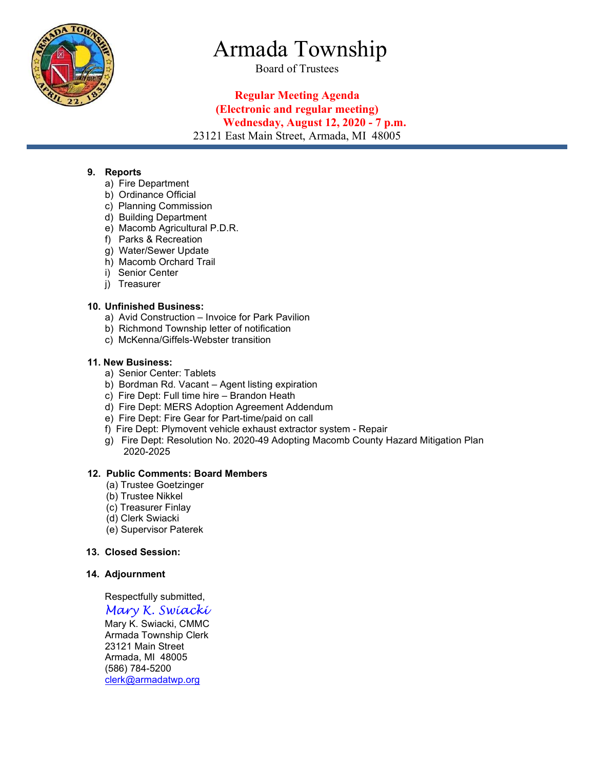# Armada Township

Board of Trustees

**Regular Meeting Agenda**
**(Electronic and regular meeting)**
**Wednesday, August 12, 2020 - 7 p.m.**

23121 East Main Street, Armada, MI 48005

---

**9. Reports**

a) Fire Department
b) Ordinance Official
c) Planning Commission
d) Building Department
e) Macomb Agricultural P.D.R.
f) Parks & Recreation
g) Water/Sewer Update
h) Macomb Orchard Trail
i) Senior Center
j) Treasurer

**10. Unfinished Business:**

a) Avid Construction – Invoice for Park Pavilion
b) Richmond Township letter of notification
c) McKenna/Giffels-Webster transition

**11. New Business:**

a) Senior Center: Tablets
b) Bordman Rd. Vacant – Agent listing expiration
c) Fire Dept: Full time hire – Brandon Heath
d) Fire Dept: MERS Adoption Agreement Addendum
e) Fire Dept: Fire Gear for Part-time/paid on call
f) Fire Dept: Plymovent vehicle exhaust extractor system - Repair
g) Fire Dept: Resolution No. 2020-49 Adopting Macomb County Hazard Mitigation Plan 2020-2025

**12. Public Comments: Board Members**

(a) Trustee Goetzinger
(b) Trustee Nikkel
(c) Treasurer Finlay
(d) Clerk Swiacki
(e) Supervisor Paterek

**13. Closed Session:**

**14. Adjournment**

Respectfully submitted,

*Mary K. Swiacki*

Mary K. Swiacki, CMMC
Armada Township Clerk
23121 Main Street
Armada, MI 48005
(586) 784-5200
clerk@armadatwp.org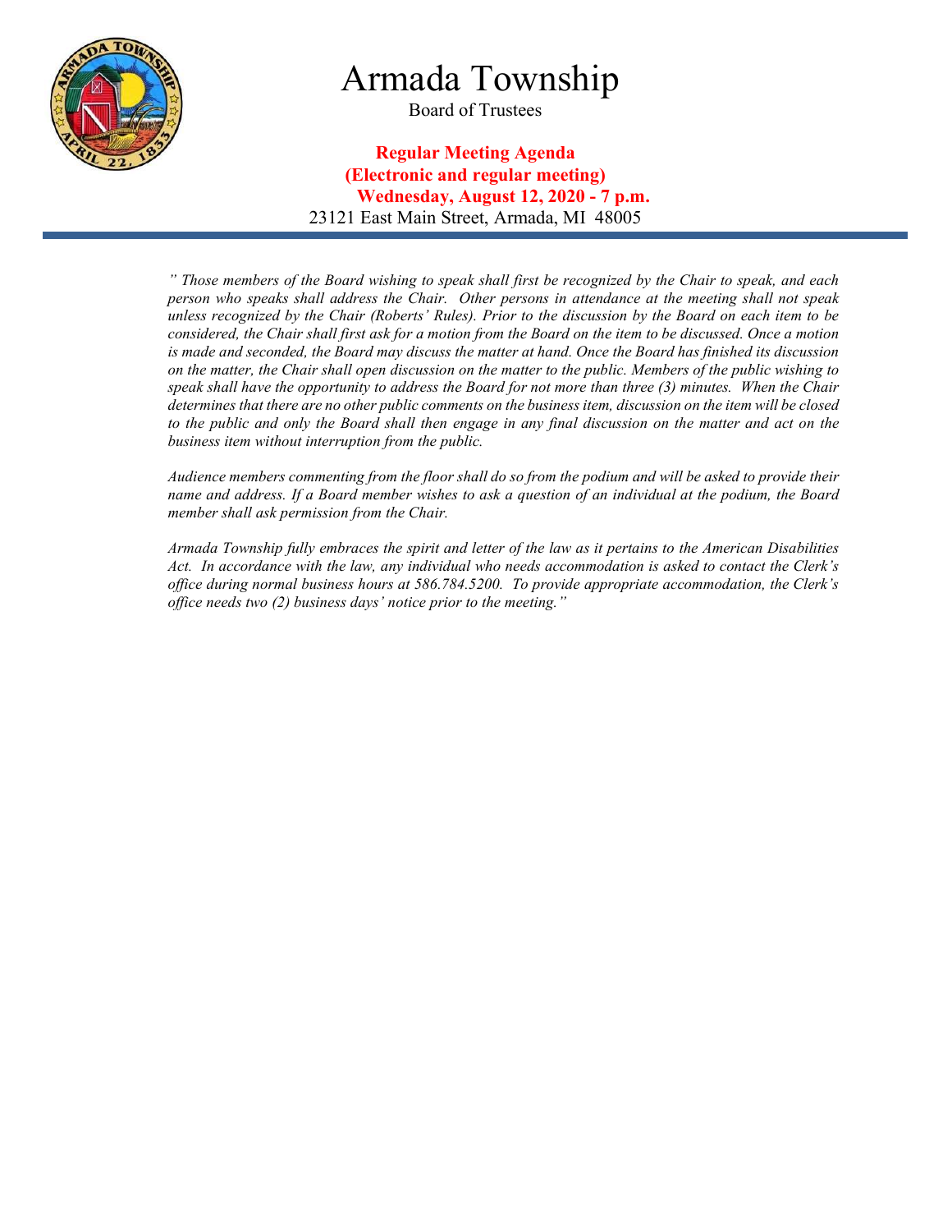# Armada Township

Board of Trustees

**Regular Meeting Agenda**
**(Electronic and regular meeting)**
**Wednesday, August 12, 2020 - 7 p.m.**
23121 East Main Street, Armada, MI 48005

*" Those members of the Board wishing to speak shall first be recognized by the Chair to speak, and each person who speaks shall address the Chair. Other persons in attendance at the meeting shall not speak unless recognized by the Chair (Roberts' Rules). Prior to the discussion by the Board on each item to be considered, the Chair shall first ask for a motion from the Board on the item to be discussed. Once a motion is made and seconded, the Board may discuss the matter at hand. Once the Board has finished its discussion on the matter, the Chair shall open discussion on the matter to the public. Members of the public wishing to speak shall have the opportunity to address the Board for not more than three (3) minutes. When the Chair determines that there are no other public comments on the business item, discussion on the item will be closed to the public and only the Board shall then engage in any final discussion on the matter and act on the business item without interruption from the public.*

*Audience members commenting from the floor shall do so from the podium and will be asked to provide their name and address. If a Board member wishes to ask a question of an individual at the podium, the Board member shall ask permission from the Chair.*

*Armada Township fully embraces the spirit and letter of the law as it pertains to the American Disabilities Act. In accordance with the law, any individual who needs accommodation is asked to contact the Clerk's office during normal business hours at 586.784.5200. To provide appropriate accommodation, the Clerk's office needs two (2) business days' notice prior to the meeting."*